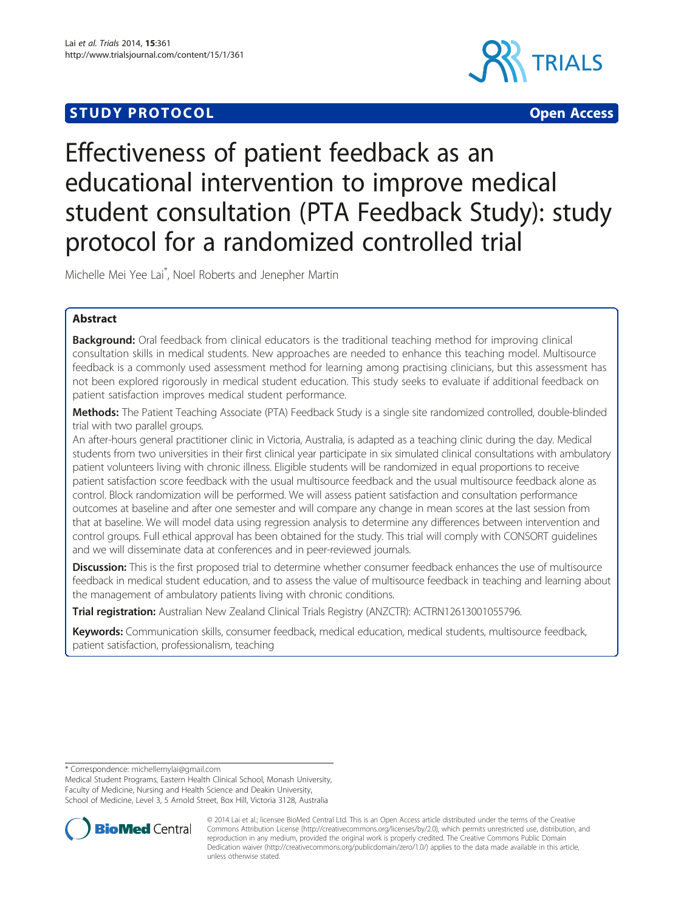STUDY PROTOCOL Open Access

# Effectiveness of patient feedback as an educational intervention to improve medical student consultation (PTA Feedback Study): study protocol for a randomized controlled trial

Michelle Mei Yee Lai*, Noel Roberts and Jenepher Martin

## Abstract

**Background:** Oral feedback from clinical educators is the traditional teaching method for improving clinical consultation skills in medical students. New approaches are needed to enhance this teaching model. Multisource feedback is a commonly used assessment method for learning among practising clinicians, but this assessment has not been explored rigorously in medical student education. This study seeks to evaluate if additional feedback on patient satisfaction improves medical student performance.

**Methods:** The Patient Teaching Associate (PTA) Feedback Study is a single site randomized controlled, double-blinded trial with two parallel groups.

An after-hours general practitioner clinic in Victoria, Australia, is adapted as a teaching clinic during the day. Medical students from two universities in their first clinical year participate in six simulated clinical consultations with ambulatory patient volunteers living with chronic illness. Eligible students will be randomized in equal proportions to receive patient satisfaction score feedback with the usual multisource feedback and the usual multisource feedback alone as control. Block randomization will be performed. We will assess patient satisfaction and consultation performance outcomes at baseline and after one semester and will compare any change in mean scores at the last session from that at baseline. We will model data using regression analysis to determine any differences between intervention and control groups. Full ethical approval has been obtained for the study. This trial will comply with CONSORT guidelines and we will disseminate data at conferences and in peer-reviewed journals.

**Discussion:** This is the first proposed trial to determine whether consumer feedback enhances the use of multisource feedback in medical student education, and to assess the value of multisource feedback in teaching and learning about the management of ambulatory patients living with chronic conditions.

**Trial registration:** Australian New Zealand Clinical Trials Registry (ANZCTR): ACTRN12613001055796.

**Keywords:** Communication skills, consumer feedback, medical education, medical students, multisource feedback, patient satisfaction, professionalism, teaching

\* Correspondence: michellemylai@gmail.com
Medical Student Programs, Eastern Health Clinical School, Monash University, Faculty of Medicine, Nursing and Health Science and Deakin University, School of Medicine, Level 3, 5 Arnold Street, Box Hill, Victoria 3128, Australia

© 2014 Lai et al.; licensee BioMed Central Ltd. This is an Open Access article distributed under the terms of the Creative Commons Attribution License (http://creativecommons.org/licenses/by/2.0), which permits unrestricted use, distribution, and reproduction in any medium, provided the original work is properly credited. The Creative Commons Public Domain Dedication waiver (http://creativecommons.org/publicdomain/zero/1.0/) applies to the data made available in this article, unless otherwise stated.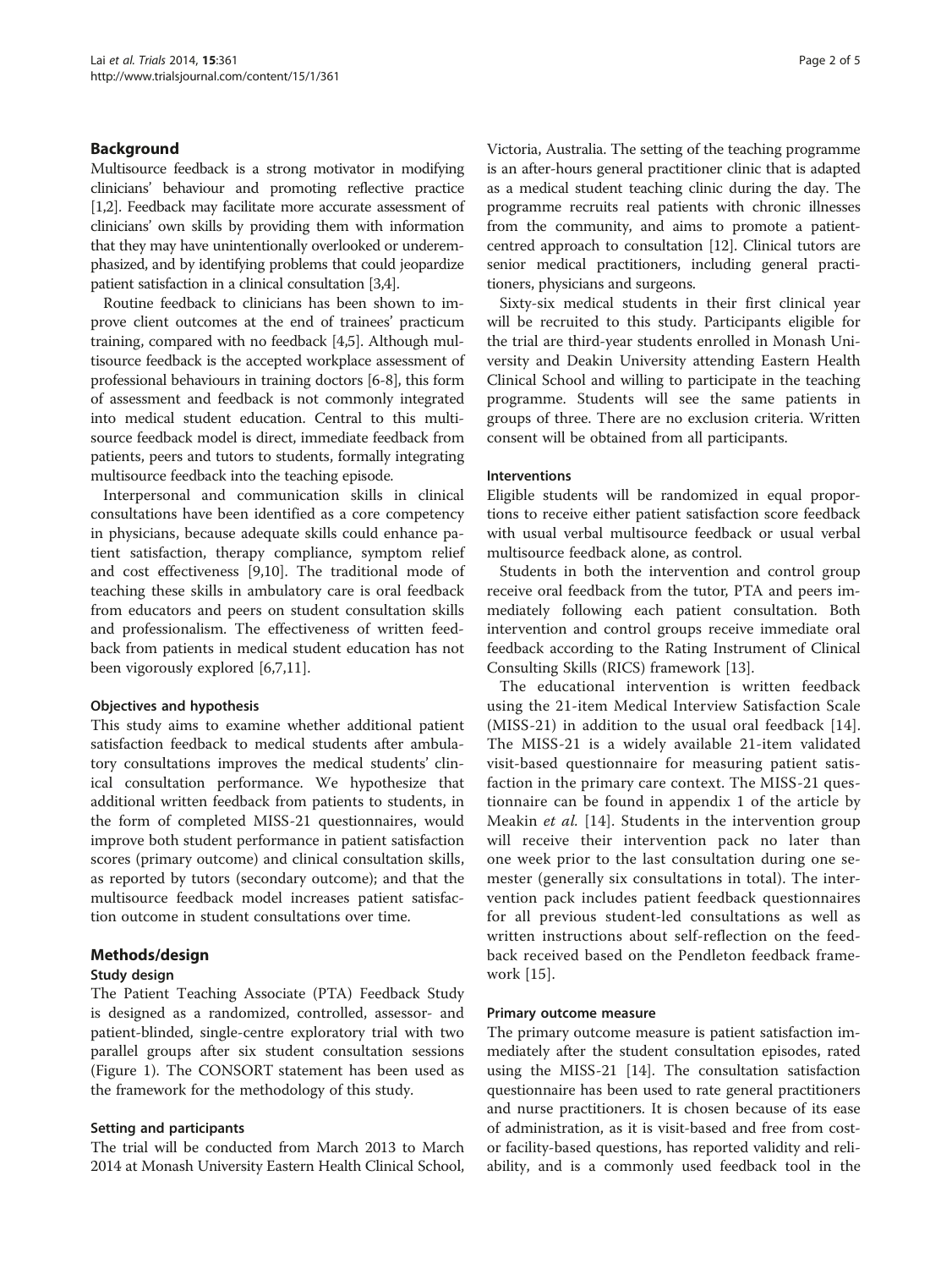## Background

Multisource feedback is a strong motivator in modifying clinicians' behaviour and promoting reflective practice [1,2]. Feedback may facilitate more accurate assessment of clinicians' own skills by providing them with information that they may have unintentionally overlooked or underemphasized, and by identifying problems that could jeopardize patient satisfaction in a clinical consultation [3,4].

Routine feedback to clinicians has been shown to improve client outcomes at the end of trainees' practicum training, compared with no feedback [4,5]. Although multisource feedback is the accepted workplace assessment of professional behaviours in training doctors [6-8], this form of assessment and feedback is not commonly integrated into medical student education. Central to this multisource feedback model is direct, immediate feedback from patients, peers and tutors to students, formally integrating multisource feedback into the teaching episode.

Interpersonal and communication skills in clinical consultations have been identified as a core competency in physicians, because adequate skills could enhance patient satisfaction, therapy compliance, symptom relief and cost effectiveness [9,10]. The traditional mode of teaching these skills in ambulatory care is oral feedback from educators and peers on student consultation skills and professionalism. The effectiveness of written feedback from patients in medical student education has not been vigorously explored [6,7,11].

### Objectives and hypothesis

This study aims to examine whether additional patient satisfaction feedback to medical students after ambulatory consultations improves the medical students' clinical consultation performance. We hypothesize that additional written feedback from patients to students, in the form of completed MISS-21 questionnaires, would improve both student performance in patient satisfaction scores (primary outcome) and clinical consultation skills, as reported by tutors (secondary outcome); and that the multisource feedback model increases patient satisfaction outcome in student consultations over time.

## Methods/design

### Study design

The Patient Teaching Associate (PTA) Feedback Study is designed as a randomized, controlled, assessor- and patient-blinded, single-centre exploratory trial with two parallel groups after six student consultation sessions (Figure 1). The CONSORT statement has been used as the framework for the methodology of this study.

### Setting and participants

The trial will be conducted from March 2013 to March 2014 at Monash University Eastern Health Clinical School, Victoria, Australia. The setting of the teaching programme is an after-hours general practitioner clinic that is adapted as a medical student teaching clinic during the day. The programme recruits real patients with chronic illnesses from the community, and aims to promote a patient-centred approach to consultation [12]. Clinical tutors are senior medical practitioners, including general practitioners, physicians and surgeons.

Sixty-six medical students in their first clinical year will be recruited to this study. Participants eligible for the trial are third-year students enrolled in Monash University and Deakin University attending Eastern Health Clinical School and willing to participate in the teaching programme. Students will see the same patients in groups of three. There are no exclusion criteria. Written consent will be obtained from all participants.

### Interventions

Eligible students will be randomized in equal proportions to receive either patient satisfaction score feedback with usual verbal multisource feedback or usual verbal multisource feedback alone, as control.

Students in both the intervention and control group receive oral feedback from the tutor, PTA and peers immediately following each patient consultation. Both intervention and control groups receive immediate oral feedback according to the Rating Instrument of Clinical Consulting Skills (RICS) framework [13].

The educational intervention is written feedback using the 21-item Medical Interview Satisfaction Scale (MISS-21) in addition to the usual oral feedback [14]. The MISS-21 is a widely available 21-item validated visit-based questionnaire for measuring patient satisfaction in the primary care context. The MISS-21 questionnaire can be found in appendix 1 of the article by Meakin *et al.* [14]. Students in the intervention group will receive their intervention pack no later than one week prior to the last consultation during one semester (generally six consultations in total). The intervention pack includes patient feedback questionnaires for all previous student-led consultations as well as written instructions about self-reflection on the feedback received based on the Pendleton feedback framework [15].

### Primary outcome measure

The primary outcome measure is patient satisfaction immediately after the student consultation episodes, rated using the MISS-21 [14]. The consultation satisfaction questionnaire has been used to rate general practitioners and nurse practitioners. It is chosen because of its ease of administration, as it is visit-based and free from cost- or facility-based questions, has reported validity and reliability, and is a commonly used feedback tool in the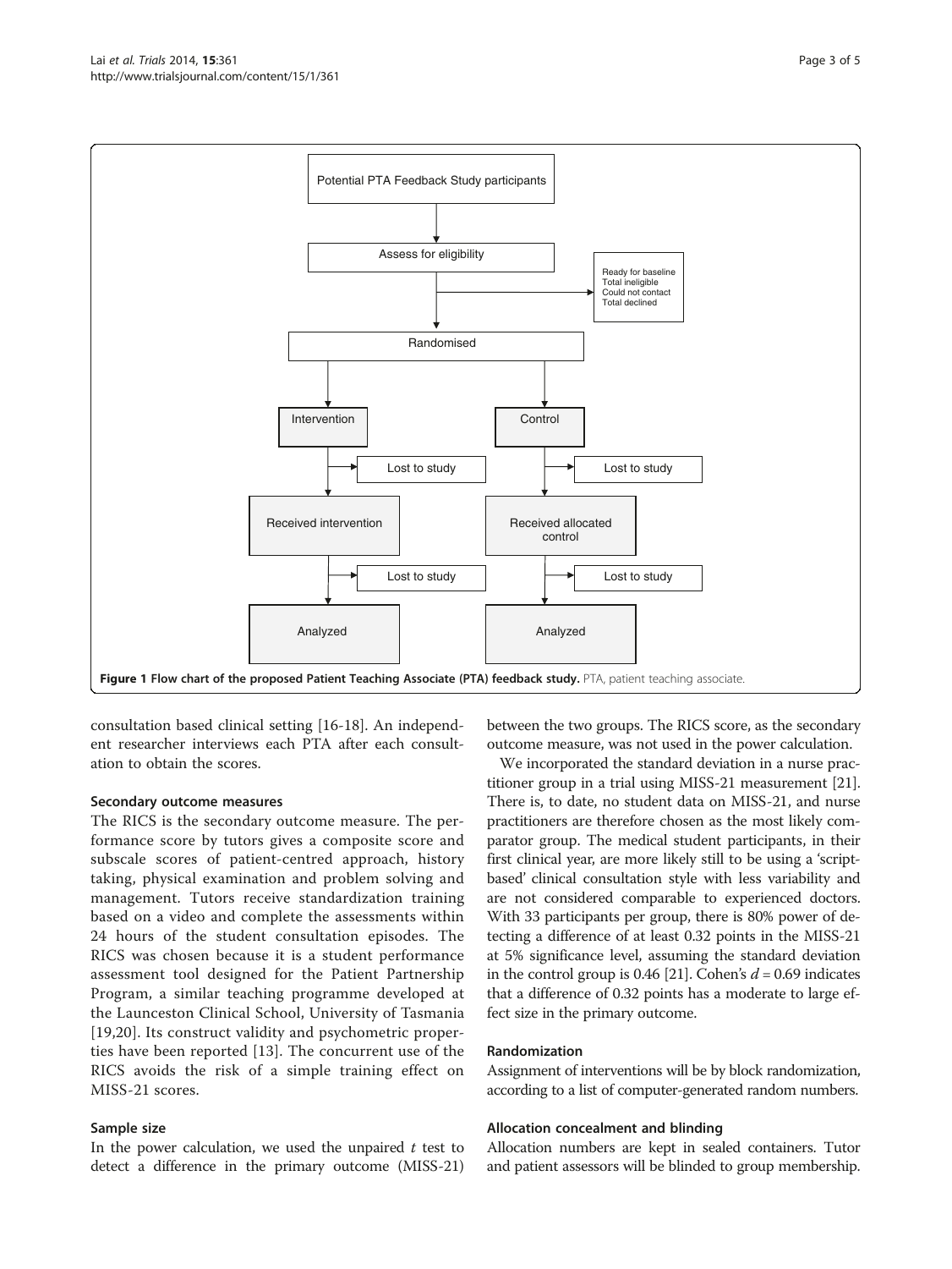Figure 1 Flow chart of the proposed Patient Teaching Associate (PTA) feedback study. PTA, patient teaching associate.

consultation based clinical setting [16-18]. An independent researcher interviews each PTA after each consultation to obtain the scores.

### Secondary outcome measures

The RICS is the secondary outcome measure. The performance score by tutors gives a composite score and subscale scores of patient-centred approach, history taking, physical examination and problem solving and management. Tutors receive standardization training based on a video and complete the assessments within 24 hours of the student consultation episodes. The RICS was chosen because it is a student performance assessment tool designed for the Patient Partnership Program, a similar teaching programme developed at the Launceston Clinical School, University of Tasmania [19,20]. Its construct validity and psychometric properties have been reported [13]. The concurrent use of the RICS avoids the risk of a simple training effect on MISS-21 scores.

### Sample size

In the power calculation, we used the unpaired *t* test to detect a difference in the primary outcome (MISS-21) between the two groups. The RICS score, as the secondary outcome measure, was not used in the power calculation.

We incorporated the standard deviation in a nurse practitioner group in a trial using MISS-21 measurement [21]. There is, to date, no student data on MISS-21, and nurse practitioners are therefore chosen as the most likely comparator group. The medical student participants, in their first clinical year, are more likely still to be using a 'script-based' clinical consultation style with less variability and are not considered comparable to experienced doctors. With 33 participants per group, there is 80% power of detecting a difference of at least 0.32 points in the MISS-21 at 5% significance level, assuming the standard deviation in the control group is 0.46 [21]. Cohen's $d = 0.69$ indicates that a difference of 0.32 points has a moderate to large effect size in the primary outcome.

### Randomization

Assignment of interventions will be by block randomization, according to a list of computer-generated random numbers.

### Allocation concealment and blinding

Allocation numbers are kept in sealed containers. Tutor and patient assessors will be blinded to group membership.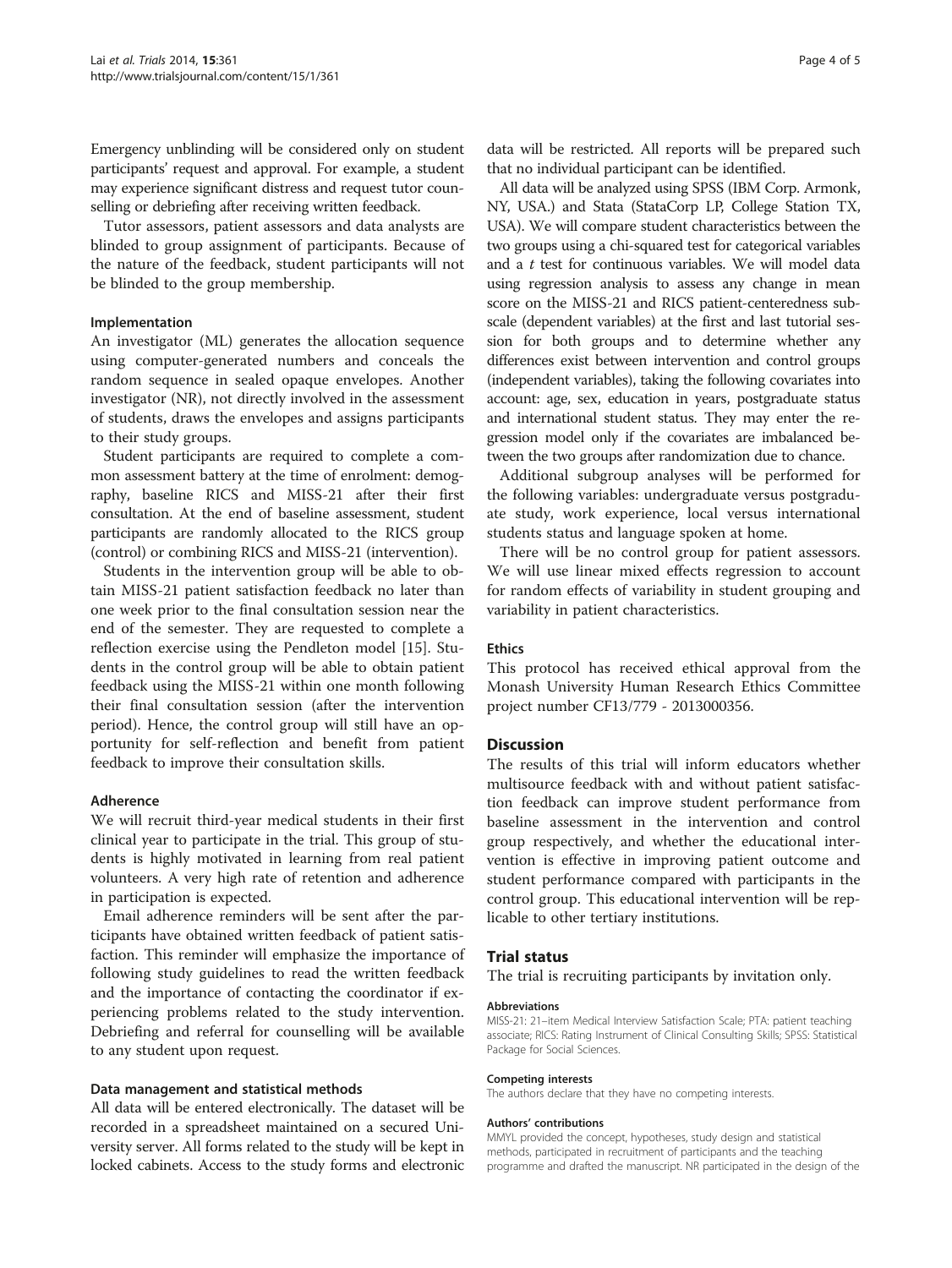Emergency unblinding will be considered only on student participants' request and approval. For example, a student may experience significant distress and request tutor counselling or debriefing after receiving written feedback.

Tutor assessors, patient assessors and data analysts are blinded to group assignment of participants. Because of the nature of the feedback, student participants will not be blinded to the group membership.

### Implementation

An investigator (ML) generates the allocation sequence using computer-generated numbers and conceals the random sequence in sealed opaque envelopes. Another investigator (NR), not directly involved in the assessment of students, draws the envelopes and assigns participants to their study groups.

Student participants are required to complete a common assessment battery at the time of enrolment: demography, baseline RICS and MISS-21 after their first consultation. At the end of baseline assessment, student participants are randomly allocated to the RICS group (control) or combining RICS and MISS-21 (intervention).

Students in the intervention group will be able to obtain MISS-21 patient satisfaction feedback no later than one week prior to the final consultation session near the end of the semester. They are requested to complete a reflection exercise using the Pendleton model [15]. Students in the control group will be able to obtain patient feedback using the MISS-21 within one month following their final consultation session (after the intervention period). Hence, the control group will still have an opportunity for self-reflection and benefit from patient feedback to improve their consultation skills.

### Adherence

We will recruit third-year medical students in their first clinical year to participate in the trial. This group of students is highly motivated in learning from real patient volunteers. A very high rate of retention and adherence in participation is expected.

Email adherence reminders will be sent after the participants have obtained written feedback of patient satisfaction. This reminder will emphasize the importance of following study guidelines to read the written feedback and the importance of contacting the coordinator if experiencing problems related to the study intervention. Debriefing and referral for counselling will be available to any student upon request.

### Data management and statistical methods

All data will be entered electronically. The dataset will be recorded in a spreadsheet maintained on a secured University server. All forms related to the study will be kept in locked cabinets. Access to the study forms and electronic data will be restricted. All reports will be prepared such that no individual participant can be identified.

All data will be analyzed using SPSS (IBM Corp. Armonk, NY, USA.) and Stata (StataCorp LP, College Station TX, USA). We will compare student characteristics between the two groups using a chi-squared test for categorical variables and a *t* test for continuous variables. We will model data using regression analysis to assess any change in mean score on the MISS-21 and RICS patient-centeredness subscale (dependent variables) at the first and last tutorial session for both groups and to determine whether any differences exist between intervention and control groups (independent variables), taking the following covariates into account: age, sex, education in years, postgraduate status and international student status. They may enter the regression model only if the covariates are imbalanced between the two groups after randomization due to chance.

Additional subgroup analyses will be performed for the following variables: undergraduate versus postgraduate study, work experience, local versus international students status and language spoken at home.

There will be no control group for patient assessors. We will use linear mixed effects regression to account for random effects of variability in student grouping and variability in patient characteristics.

### Ethics

This protocol has received ethical approval from the Monash University Human Research Ethics Committee project number CF13/779 - 2013000356.

## Discussion

The results of this trial will inform educators whether multisource feedback with and without patient satisfaction feedback can improve student performance from baseline assessment in the intervention and control group respectively, and whether the educational intervention is effective in improving patient outcome and student performance compared with participants in the control group. This educational intervention will be replicable to other tertiary institutions.

## Trial status

The trial is recruiting participants by invitation only.

#### Abbreviations

MISS-21: 21–item Medical Interview Satisfaction Scale; PTA: patient teaching associate; RICS: Rating Instrument of Clinical Consulting Skills; SPSS: Statistical Package for Social Sciences.

#### Competing interests

The authors declare that they have no competing interests.

#### Authors' contributions

MMYL provided the concept, hypotheses, study design and statistical methods, participated in recruitment of participants and the teaching programme and drafted the manuscript. NR participated in the design of the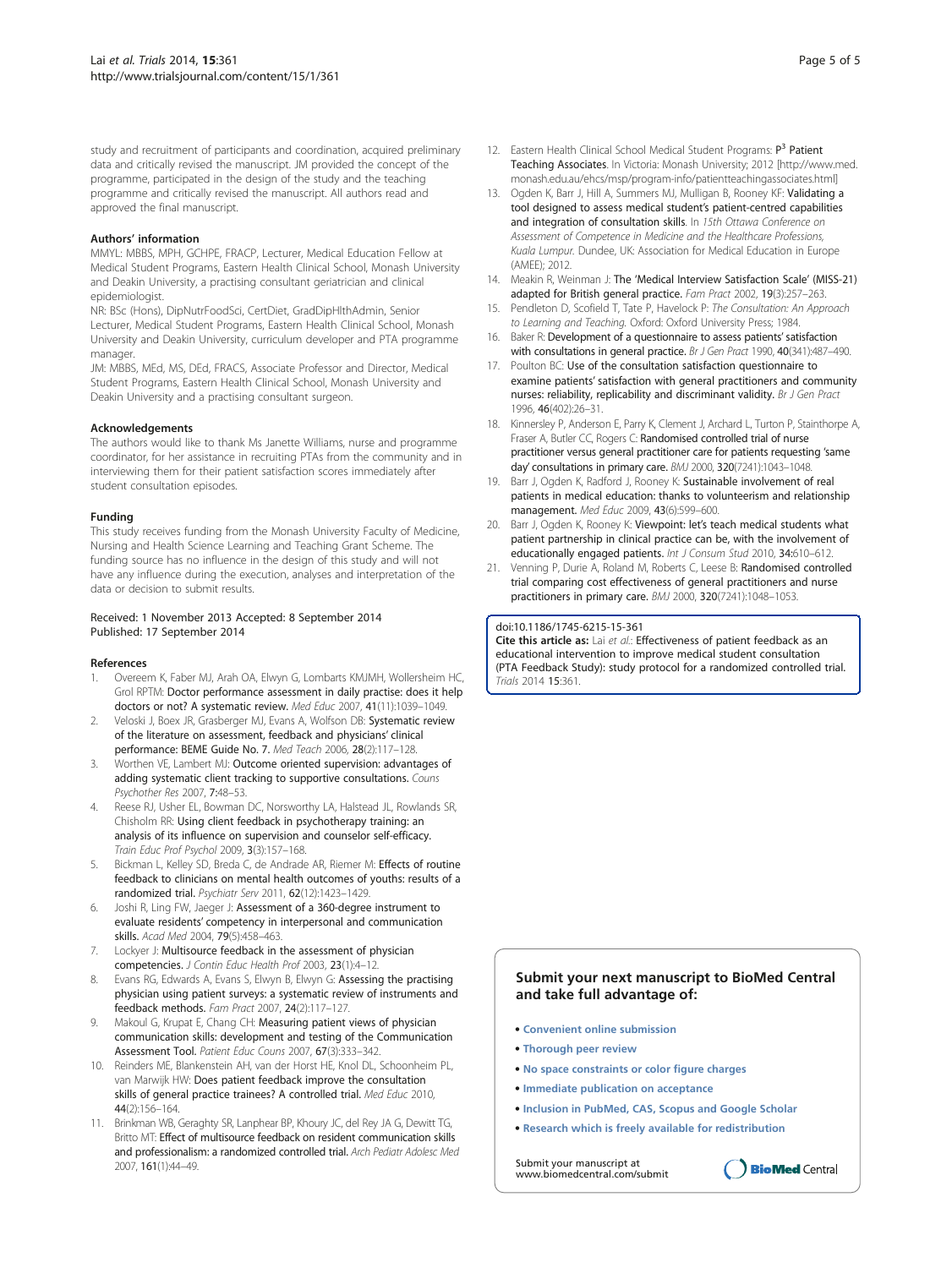study and recruitment of participants and coordination, acquired preliminary data and critically revised the manuscript. JM provided the concept of the programme, participated in the design of the study and the teaching programme and critically revised the manuscript. All authors read and approved the final manuscript.

#### Authors' information

MMYL: MBBS, MPH, GCHPE, FRACP, Lecturer, Medical Education Fellow at Medical Student Programs, Eastern Health Clinical School, Monash University and Deakin University, a practising consultant geriatrician and clinical epidemiologist.

NR: BSc (Hons), DipNutrFoodSci, CertDiet, GradDipHlthAdmin, Senior Lecturer, Medical Student Programs, Eastern Health Clinical School, Monash University and Deakin University, curriculum developer and PTA programme manager.

JM: MBBS, MEd, MS, DEd, FRACS, Associate Professor and Director, Medical Student Programs, Eastern Health Clinical School, Monash University and Deakin University and a practising consultant surgeon.

#### Acknowledgements

The authors would like to thank Ms Janette Williams, nurse and programme coordinator, for her assistance in recruiting PTAs from the community and in interviewing them for their patient satisfaction scores immediately after student consultation episodes.

#### Funding

This study receives funding from the Monash University Faculty of Medicine, Nursing and Health Science Learning and Teaching Grant Scheme. The funding source has no influence in the design of this study and will not have any influence during the execution, analyses and interpretation of the data or decision to submit results.

Received: 1 November 2013 Accepted: 8 September 2014
Published: 17 September 2014

#### References

1. Overeem K, Faber MJ, Arah OA, Elwyn G, Lombarts KMJMH, Wollersheim HC, Grol RPTM: **Doctor performance assessment in daily practise: does it help doctors or not? A systematic review.** *Med Educ* 2007, **41**(11):1039–1049.
2. Veloski J, Boex JR, Grasberger MJ, Evans A, Wolfson DB: **Systematic review of the literature on assessment, feedback and physicians' clinical performance: BEME Guide No. 7.** *Med Teach* 2006, **28**(2):117–128.
3. Worthen VE, Lambert MJ: **Outcome oriented supervision: advantages of adding systematic client tracking to supportive consultations.** *Couns Psychother Res* 2007, **7**:48–53.
4. Reese RJ, Usher EL, Bowman DC, Norsworthy LA, Halstead JL, Rowlands SR, Chisholm RR: **Using client feedback in psychotherapy training: an analysis of its influence on supervision and counselor self-efficacy.** *Train Educ Prof Psychol* 2009, **3**(3):157–168.
5. Bickman L, Kelley SD, Breda C, de Andrade AR, Riemer M: **Effects of routine feedback to clinicians on mental health outcomes of youths: results of a randomized trial.** *Psychiatr Serv* 2011, **62**(12):1423–1429.
6. Joshi R, Ling FW, Jaeger J: **Assessment of a 360-degree instrument to evaluate residents' competency in interpersonal and communication skills.** *Acad Med* 2004, **79**(5):458–463.
7. Lockyer J: **Multisource feedback in the assessment of physician competencies.** *J Contin Educ Health Prof* 2003, **23**(1):4–12.
8. Evans RG, Edwards A, Evans S, Elwyn B, Elwyn G: **Assessing the practising physician using patient surveys: a systematic review of instruments and feedback methods.** *Fam Pract* 2007, **24**(2):117–127.
9. Makoul G, Krupat E, Chang CH: **Measuring patient views of physician communication skills: development and testing of the Communication Assessment Tool.** *Patient Educ Couns* 2007, **67**(3):333–342.
10. Reinders ME, Blankenstein AH, van der Horst HE, Knol DL, Schoonheim PL, van Marwijk HW: **Does patient feedback improve the consultation skills of general practice trainees? A controlled trial.** *Med Educ* 2010, **44**(2):156–164.
11. Brinkman WB, Geraghty SR, Lanphear BP, Khoury JC, del Rey JA G, Dewitt TG, Britto MT: **Effect of multisource feedback on resident communication skills and professionalism: a randomized controlled trial.** *Arch Pediatr Adolesc Med* 2007, **161**(1):44–49.
12. Eastern Health Clinical School Medical Student Programs: **P[3] Patient Teaching Associates**. In Victoria: Monash University; 2012 [http://www.med.monash.edu.au/ehcs/msp/program-info/patientteachingassociates.html]
13. Ogden K, Barr J, Hill A, Summers MJ, Mulligan B, Rooney KF: **Validating a tool designed to assess medical student's patient-centred capabilities and integration of consultation skills**. In *15th Ottawa Conference on Assessment of Competence in Medicine and the Healthcare Professions, Kuala Lumpur.* Dundee, UK: Association for Medical Education in Europe (AMEE); 2012.
14. Meakin R, Weinman J: **The 'Medical Interview Satisfaction Scale' (MISS-21) adapted for British general practice.** *Fam Pract* 2002, **19**(3):257–263.
15. Pendleton D, Scofield T, Tate P, Havelock P: *The Consultation: An Approach to Learning and Teaching.* Oxford: Oxford University Press; 1984.
16. Baker R: **Development of a questionnaire to assess patients' satisfaction with consultations in general practice.** *Br J Gen Pract* 1990, **40**(341):487–490.
17. Poulton BC: **Use of the consultation satisfaction questionnaire to examine patients' satisfaction with general practitioners and community nurses: reliability, replicability and discriminant validity.** *Br J Gen Pract* 1996, **46**(402):26–31.
18. Kinnersley P, Anderson E, Parry K, Clement J, Archard L, Turton P, Stainthorpe A, Fraser A, Butler CC, Rogers C: **Randomised controlled trial of nurse practitioner versus general practitioner care for patients requesting 'same day' consultations in primary care.** *BMJ* 2000, **320**(7241):1043–1048.
19. Barr J, Ogden K, Radford J, Rooney K: **Sustainable involvement of real patients in medical education: thanks to volunteerism and relationship management.** *Med Educ* 2009, **43**(6):599–600.
20. Barr J, Ogden K, Rooney K: **Viewpoint: let's teach medical students what patient partnership in clinical practice can be, with the involvement of educationally engaged patients.** *Int J Consum Stud* 2010, **34**:610–612.
21. Venning P, Durie A, Roland M, Roberts C, Leese B: **Randomised controlled trial comparing cost effectiveness of general practitioners and nurse practitioners in primary care.** *BMJ* 2000, **320**(7241):1048–1053.

doi:10.1186/1745-6215-15-361

**Cite this article as:** Lai *et al.*: Effectiveness of patient feedback as an educational intervention to improve medical student consultation (PTA Feedback Study): study protocol for a randomized controlled trial. *Trials* 2014 **15**:361.

**Submit your next manuscript to BioMed Central and take full advantage of:**

- **Convenient online submission**
- **Thorough peer review**
- **No space constraints or color figure charges**
- **Immediate publication on acceptance**
- **Inclusion in PubMed, CAS, Scopus and Google Scholar**
- **Research which is freely available for redistribution**

Submit your manuscript at
www.biomedcentral.com/submit

BioMed Central